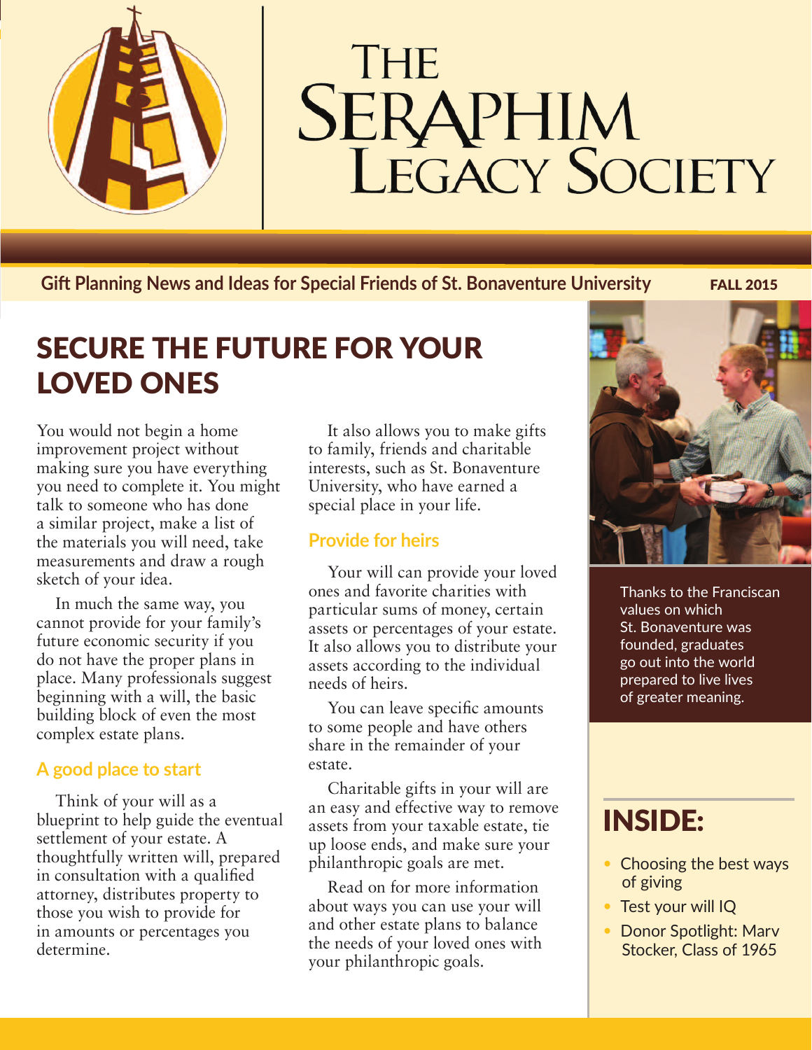# The Seraphim Legacy Society

**Gift Planning News and Ideas for Special Friends of St. Bonaventure University** FALL 2015

## SECURE THE FUTURE FOR YOUR LOVED ONES

You would not begin a home improvement project without making sure you have everything you need to complete it. You might talk to someone who has done a similar project, make a list of the materials you will need, take measurements and draw a rough sketch of your idea.

In much the same way, you cannot provide for your family's future economic security if you do not have the proper plans in place. Many professionals suggest beginning with a will, the basic building block of even the most complex estate plans.

### A good place to start

Think of your will as a blueprint to help guide the eventual settlement of your estate. A thoughtfully written will, prepared in consultation with a qualified attorney, distributes property to those you wish to provide for in amounts or percentages you determine.

It also allows you to make gifts to family, friends and charitable interests, such as St. Bonaventure University, who have earned a special place in your life.

### Provide for heirs

Your will can provide your loved ones and favorite charities with particular sums of money, certain assets or percentages of your estate. It also allows you to distribute your assets according to the individual needs of heirs.

You can leave specific amounts to some people and have others share in the remainder of your estate.

Charitable gifts in your will are an easy and effective way to remove assets from your taxable estate, tie up loose ends, and make sure your philanthropic goals are met.

Read on for more information about ways you can use your will and other estate plans to balance the needs of your loved ones with your philanthropic goals.

Thanks to the Franciscan values on which St. Bonaventure was founded, graduates go out into the world prepared to live lives of greater meaning.

## INSIDE:

- Choosing the best ways of giving
- Test your will IQ
- Donor Spotlight: Marv Stocker, Class of 1965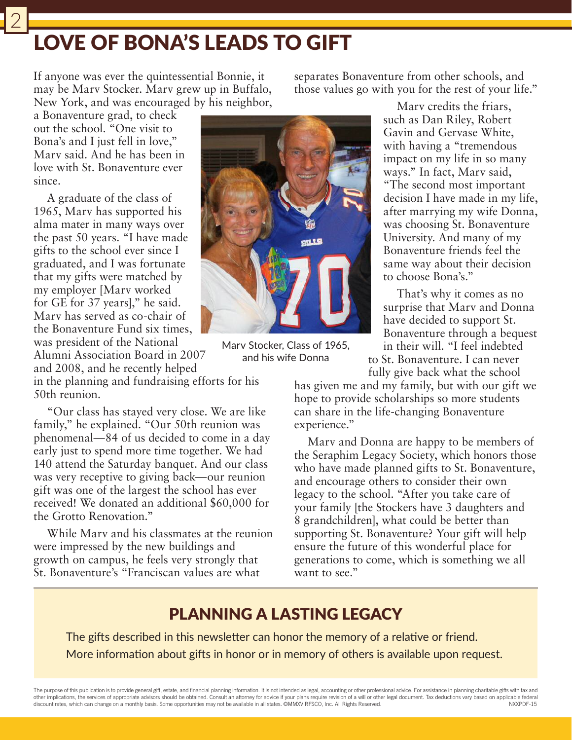# LOVE OF BONA'S LEADS TO GIFT

If anyone was ever the quintessential Bonnie, it may be Marv Stocker. Marv grew up in Buffalo, New York, and was encouraged by his neighbor, a Bonaventure grad, to check out the school. "One visit to Bona's and I just fell in love," Marv said. And he has been in love with St. Bonaventure ever since.

A graduate of the class of 1965, Marv has supported his alma mater in many ways over the past 50 years. "I have made gifts to the school ever since I graduated, and I was fortunate that my gifts were matched by my employer [Marv worked for GE for 37 years]," he said. Marv has served as co-chair of the Bonaventure Fund six times, was president of the National Alumni Association Board in 2007 and 2008, and he recently helped in the planning and fundraising efforts for his 50th reunion.

"Our class has stayed very close. We are like family," he explained. "Our 50th reunion was phenomenal—84 of us decided to come in a day early just to spend more time together. We had 140 attend the Saturday banquet. And our class was very receptive to giving back—our reunion gift was one of the largest the school has ever received! We donated an additional $60,000 for the Grotto Renovation."

While Marv and his classmates at the reunion were impressed by the new buildings and growth on campus, he feels very strongly that St. Bonaventure's "Franciscan values are what separates Bonaventure from other schools, and those values go with you for the rest of your life."

Marv Stocker, Class of 1965, and his wife Donna

Marv credits the friars, such as Dan Riley, Robert Gavin and Gervase White, with having a "tremendous impact on my life in so many ways." In fact, Marv said, "The second most important decision I have made in my life, after marrying my wife Donna, was choosing St. Bonaventure University. And many of my Bonaventure friends feel the same way about their decision to choose Bona's."

That's why it comes as no surprise that Marv and Donna have decided to support St. Bonaventure through a bequest in their will. "I feel indebted to St. Bonaventure. I can never fully give back what the school has given me and my family, but with our gift we hope to provide scholarships so more students can share in the life-changing Bonaventure experience."

Marv and Donna are happy to be members of the Seraphim Legacy Society, which honors those who have made planned gifts to St. Bonaventure, and encourage others to consider their own legacy to the school. "After you take care of your family [the Stockers have 3 daughters and 8 grandchildren], what could be better than supporting St. Bonaventure? Your gift will help ensure the future of this wonderful place for generations to come, which is something we all want to see."

## PLANNING A LASTING LEGACY

The gifts described in this newsletter can honor the memory of a relative or friend. More information about gifts in honor or in memory of others is available upon request.

The purpose of this publication is to provide general gift, estate, and financial planning information. It is not intended as legal, accounting or other professional advice. For assistance in planning charitable gifts with tax and other implications, the services of appropriate advisors should be obtained. Consult an attorney for advice if your plans require revision of a will or other legal document. Tax deductions vary based on applicable federal discount rates, which can change on a monthly basis. Some opportunities may not be available in all states. ©MMXV RFSCO, Inc. All Rights Reserved. NXXPDF-15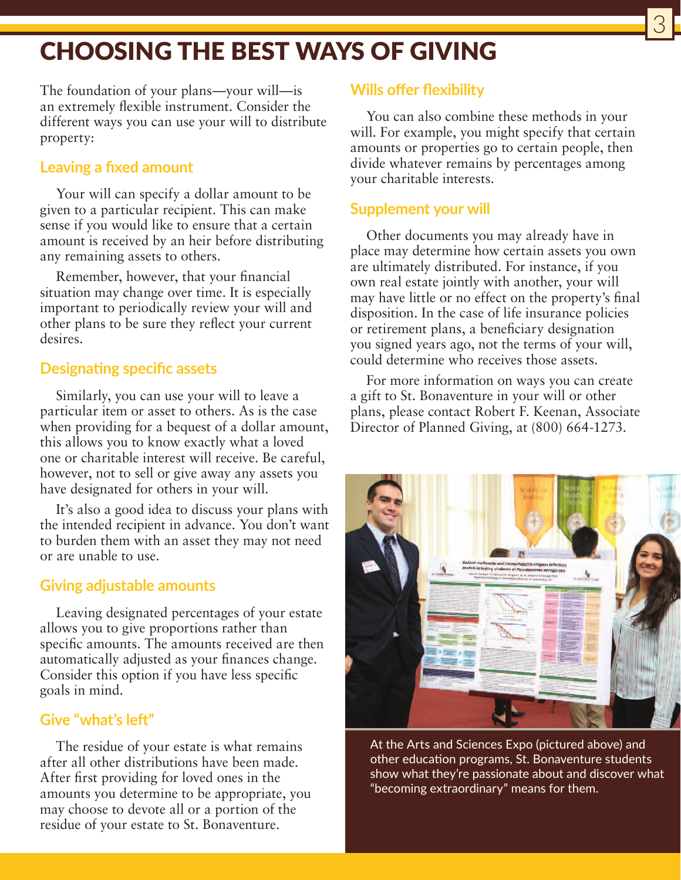# CHOOSING THE BEST WAYS OF GIVING

The foundation of your plans—your will—is an extremely flexible instrument. Consider the different ways you can use your will to distribute property:

## Leaving a fixed amount

Your will can specify a dollar amount to be given to a particular recipient. This can make sense if you would like to ensure that a certain amount is received by an heir before distributing any remaining assets to others.

Remember, however, that your financial situation may change over time. It is especially important to periodically review your will and other plans to be sure they reflect your current desires.

## Designating specific assets

Similarly, you can use your will to leave a particular item or asset to others. As is the case when providing for a bequest of a dollar amount, this allows you to know exactly what a loved one or charitable interest will receive. Be careful, however, not to sell or give away any assets you have designated for others in your will.

It's also a good idea to discuss your plans with the intended recipient in advance. You don't want to burden them with an asset they may not need or are unable to use.

## Giving adjustable amounts

Leaving designated percentages of your estate allows you to give proportions rather than specific amounts. The amounts received are then automatically adjusted as your finances change. Consider this option if you have less specific goals in mind.

## Give "what's left"

The residue of your estate is what remains after all other distributions have been made. After first providing for loved ones in the amounts you determine to be appropriate, you may choose to devote all or a portion of the residue of your estate to St. Bonaventure.

## Wills offer flexibility

You can also combine these methods in your will. For example, you might specify that certain amounts or properties go to certain people, then divide whatever remains by percentages among your charitable interests.

## Supplement your will

Other documents you may already have in place may determine how certain assets you own are ultimately distributed. For instance, if you own real estate jointly with another, your will may have little or no effect on the property's final disposition. In the case of life insurance policies or retirement plans, a beneficiary designation you signed years ago, not the terms of your will, could determine who receives those assets.

For more information on ways you can create a gift to St. Bonaventure in your will or other plans, please contact Robert F. Keenan, Associate Director of Planned Giving, at (800) 664-1273.

At the Arts and Sciences Expo (pictured above) and other education programs, St. Bonaventure students show what they're passionate about and discover what "becoming extraordinary" means for them.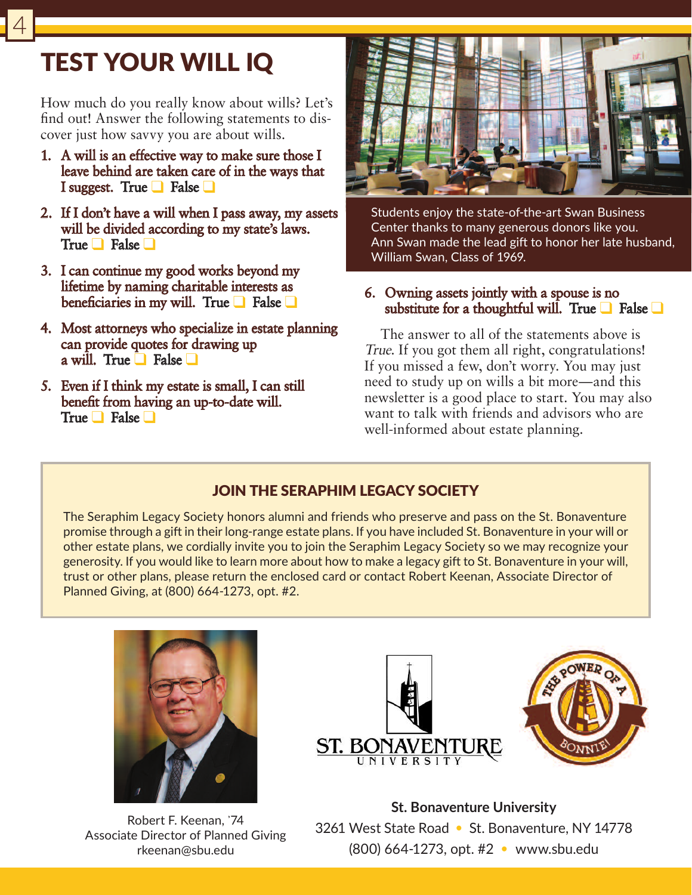# TEST YOUR WILL IQ

How much do you really know about wills? Let's find out! Answer the following statements to discover just how savvy you are about wills.

1. A will is an effective way to make sure those I leave behind are taken care of in the ways that I suggest. True ❑ False ❑
2. If I don't have a will when I pass away, my assets will be divided according to my state's laws. True ❑ False ❑
3. I can continue my good works beyond my lifetime by naming charitable interests as beneficiaries in my will. True ❑ False ❑
4. Most attorneys who specialize in estate planning can provide quotes for drawing up a will. True ❑ False ❑
5. Even if I think my estate is small, I can still benefit from having an up-to-date will. True ❑ False ❑

Students enjoy the state-of-the-art Swan Business Center thanks to many generous donors like you. Ann Swan made the lead gift to honor her late husband, William Swan, Class of 1969.

6. Owning assets jointly with a spouse is no substitute for a thoughtful will. True ❑ False ❑

The answer to all of the statements above is *True*. If you got them all right, congratulations! If you missed a few, don't worry. You may just need to study up on wills a bit more—and this newsletter is a good place to start. You may also want to talk with friends and advisors who are well-informed about estate planning.

## JOIN THE SERAPHIM LEGACY SOCIETY

The Seraphim Legacy Society honors alumni and friends who preserve and pass on the St. Bonaventure promise through a gift in their long-range estate plans. If you have included St. Bonaventure in your will or other estate plans, we cordially invite you to join the Seraphim Legacy Society so we may recognize your generosity. If you would like to learn more about how to make a legacy gift to St. Bonaventure in your will, trust or other plans, please return the enclosed card or contact Robert Keenan, Associate Director of Planned Giving, at (800) 664-1273, opt. #2.

Robert F. Keenan, '74
Associate Director of Planned Giving
rkeenan@sbu.edu

ST. BONAVENTURE UNIVERSITY

THE POWER OF A BONNIE!

**St. Bonaventure University**
3261 West State Road • St. Bonaventure, NY 14778
(800) 664-1273, opt. #2 • www.sbu.edu